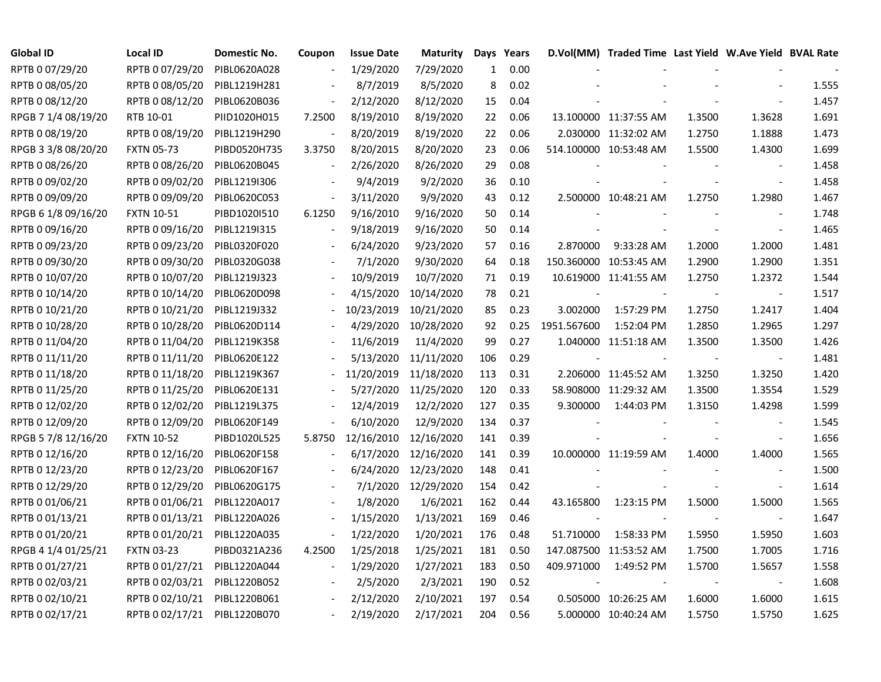| Global ID | Local ID | Domestic No. | Coupon | Issue Date | Maturity | Days | Years | D.Vol(MM) | Traded Time | Last Yield | W.Ave Yield | BVAL Rate |
|---|---|---|---|---|---|---|---|---|---|---|---|---|
| RPTB 0 07/29/20 | RPTB 0 07/29/20 | PIBL0620A028 | - | 1/29/2020 | 7/29/2020 | 1 | 0.00 | - | - | - | - | - |
| RPTB 0 08/05/20 | RPTB 0 08/05/20 | PIBL1219H281 | - | 8/7/2019 | 8/5/2020 | 8 | 0.02 | - | - | - | - | 1.555 |
| RPTB 0 08/12/20 | RPTB 0 08/12/20 | PIBL0620B036 | - | 2/12/2020 | 8/12/2020 | 15 | 0.04 | - | - | - | - | 1.457 |
| RPGB 7 1/4 08/19/20 | RTB 10-01 | PIID1020H015 | 7.2500 | 8/19/2010 | 8/19/2020 | 22 | 0.06 | 13.100000 | 11:37:55 AM | 1.3500 | 1.3628 | 1.691 |
| RPTB 0 08/19/20 | RPTB 0 08/19/20 | PIBL1219H290 | - | 8/20/2019 | 8/19/2020 | 22 | 0.06 | 2.030000 | 11:32:02 AM | 1.2750 | 1.1888 | 1.473 |
| RPGB 3 3/8 08/20/20 | FXTN 05-73 | PIBD0520H735 | 3.3750 | 8/20/2015 | 8/20/2020 | 23 | 0.06 | 514.100000 | 10:53:48 AM | 1.5500 | 1.4300 | 1.699 |
| RPTB 0 08/26/20 | RPTB 0 08/26/20 | PIBL0620B045 | - | 2/26/2020 | 8/26/2020 | 29 | 0.08 | - | - | - | - | 1.458 |
| RPTB 0 09/02/20 | RPTB 0 09/02/20 | PIBL1219I306 | - | 9/4/2019 | 9/2/2020 | 36 | 0.10 | - | - | - | - | 1.458 |
| RPTB 0 09/09/20 | RPTB 0 09/09/20 | PIBL0620C053 | - | 3/11/2020 | 9/9/2020 | 43 | 0.12 | 2.500000 | 10:48:21 AM | 1.2750 | 1.2980 | 1.467 |
| RPGB 6 1/8 09/16/20 | FXTN 10-51 | PIBD1020I510 | 6.1250 | 9/16/2010 | 9/16/2020 | 50 | 0.14 | - | - | - | - | 1.748 |
| RPTB 0 09/16/20 | RPTB 0 09/16/20 | PIBL1219I315 | - | 9/18/2019 | 9/16/2020 | 50 | 0.14 | - | - | - | - | 1.465 |
| RPTB 0 09/23/20 | RPTB 0 09/23/20 | PIBL0320F020 | - | 6/24/2020 | 9/23/2020 | 57 | 0.16 | 2.870000 | 9:33:28 AM | 1.2000 | 1.2000 | 1.481 |
| RPTB 0 09/30/20 | RPTB 0 09/30/20 | PIBL0320G038 | - | 7/1/2020 | 9/30/2020 | 64 | 0.18 | 150.360000 | 10:53:45 AM | 1.2900 | 1.2900 | 1.351 |
| RPTB 0 10/07/20 | RPTB 0 10/07/20 | PIBL1219J323 | - | 10/9/2019 | 10/7/2020 | 71 | 0.19 | 10.619000 | 11:41:55 AM | 1.2750 | 1.2372 | 1.544 |
| RPTB 0 10/14/20 | RPTB 0 10/14/20 | PIBL0620D098 | - | 4/15/2020 | 10/14/2020 | 78 | 0.21 | - | - | - | - | 1.517 |
| RPTB 0 10/21/20 | RPTB 0 10/21/20 | PIBL1219J332 | - | 10/23/2019 | 10/21/2020 | 85 | 0.23 | 3.002000 | 1:57:29 PM | 1.2750 | 1.2417 | 1.404 |
| RPTB 0 10/28/20 | RPTB 0 10/28/20 | PIBL0620D114 | - | 4/29/2020 | 10/28/2020 | 92 | 0.25 | 1951.567600 | 1:52:04 PM | 1.2850 | 1.2965 | 1.297 |
| RPTB 0 11/04/20 | RPTB 0 11/04/20 | PIBL1219K358 | - | 11/6/2019 | 11/4/2020 | 99 | 0.27 | 1.040000 | 11:51:18 AM | 1.3500 | 1.3500 | 1.426 |
| RPTB 0 11/11/20 | RPTB 0 11/11/20 | PIBL0620E122 | - | 5/13/2020 | 11/11/2020 | 106 | 0.29 | - | - | - | - | 1.481 |
| RPTB 0 11/18/20 | RPTB 0 11/18/20 | PIBL1219K367 | - | 11/20/2019 | 11/18/2020 | 113 | 0.31 | 2.206000 | 11:45:52 AM | 1.3250 | 1.3250 | 1.420 |
| RPTB 0 11/25/20 | RPTB 0 11/25/20 | PIBL0620E131 | - | 5/27/2020 | 11/25/2020 | 120 | 0.33 | 58.908000 | 11:29:32 AM | 1.3500 | 1.3554 | 1.529 |
| RPTB 0 12/02/20 | RPTB 0 12/02/20 | PIBL1219L375 | - | 12/4/2019 | 12/2/2020 | 127 | 0.35 | 9.300000 | 1:44:03 PM | 1.3150 | 1.4298 | 1.599 |
| RPTB 0 12/09/20 | RPTB 0 12/09/20 | PIBL0620F149 | - | 6/10/2020 | 12/9/2020 | 134 | 0.37 | - | - | - | - | 1.545 |
| RPGB 5 7/8 12/16/20 | FXTN 10-52 | PIBD1020L525 | 5.8750 | 12/16/2010 | 12/16/2020 | 141 | 0.39 | - | - | - | - | 1.656 |
| RPTB 0 12/16/20 | RPTB 0 12/16/20 | PIBL0620F158 | - | 6/17/2020 | 12/16/2020 | 141 | 0.39 | 10.000000 | 11:19:59 AM | 1.4000 | 1.4000 | 1.565 |
| RPTB 0 12/23/20 | RPTB 0 12/23/20 | PIBL0620F167 | - | 6/24/2020 | 12/23/2020 | 148 | 0.41 | - | - | - | - | 1.500 |
| RPTB 0 12/29/20 | RPTB 0 12/29/20 | PIBL0620G175 | - | 7/1/2020 | 12/29/2020 | 154 | 0.42 | - | - | - | - | 1.614 |
| RPTB 0 01/06/21 | RPTB 0 01/06/21 | PIBL1220A017 | - | 1/8/2020 | 1/6/2021 | 162 | 0.44 | 43.165800 | 1:23:15 PM | 1.5000 | 1.5000 | 1.565 |
| RPTB 0 01/13/21 | RPTB 0 01/13/21 | PIBL1220A026 | - | 1/15/2020 | 1/13/2021 | 169 | 0.46 | - | - | - | - | 1.647 |
| RPTB 0 01/20/21 | RPTB 0 01/20/21 | PIBL1220A035 | - | 1/22/2020 | 1/20/2021 | 176 | 0.48 | 51.710000 | 1:58:33 PM | 1.5950 | 1.5950 | 1.603 |
| RPGB 4 1/4 01/25/21 | FXTN 03-23 | PIBD0321A236 | 4.2500 | 1/25/2018 | 1/25/2021 | 181 | 0.50 | 147.087500 | 11:53:52 AM | 1.7500 | 1.7005 | 1.716 |
| RPTB 0 01/27/21 | RPTB 0 01/27/21 | PIBL1220A044 | - | 1/29/2020 | 1/27/2021 | 183 | 0.50 | 409.971000 | 1:49:52 PM | 1.5700 | 1.5657 | 1.558 |
| RPTB 0 02/03/21 | RPTB 0 02/03/21 | PIBL1220B052 | - | 2/5/2020 | 2/3/2021 | 190 | 0.52 | - | - | - | - | 1.608 |
| RPTB 0 02/10/21 | RPTB 0 02/10/21 | PIBL1220B061 | - | 2/12/2020 | 2/10/2021 | 197 | 0.54 | 0.505000 | 10:26:25 AM | 1.6000 | 1.6000 | 1.615 |
| RPTB 0 02/17/21 | RPTB 0 02/17/21 | PIBL1220B070 | - | 2/19/2020 | 2/17/2021 | 204 | 0.56 | 5.000000 | 10:40:24 AM | 1.5750 | 1.5750 | 1.625 |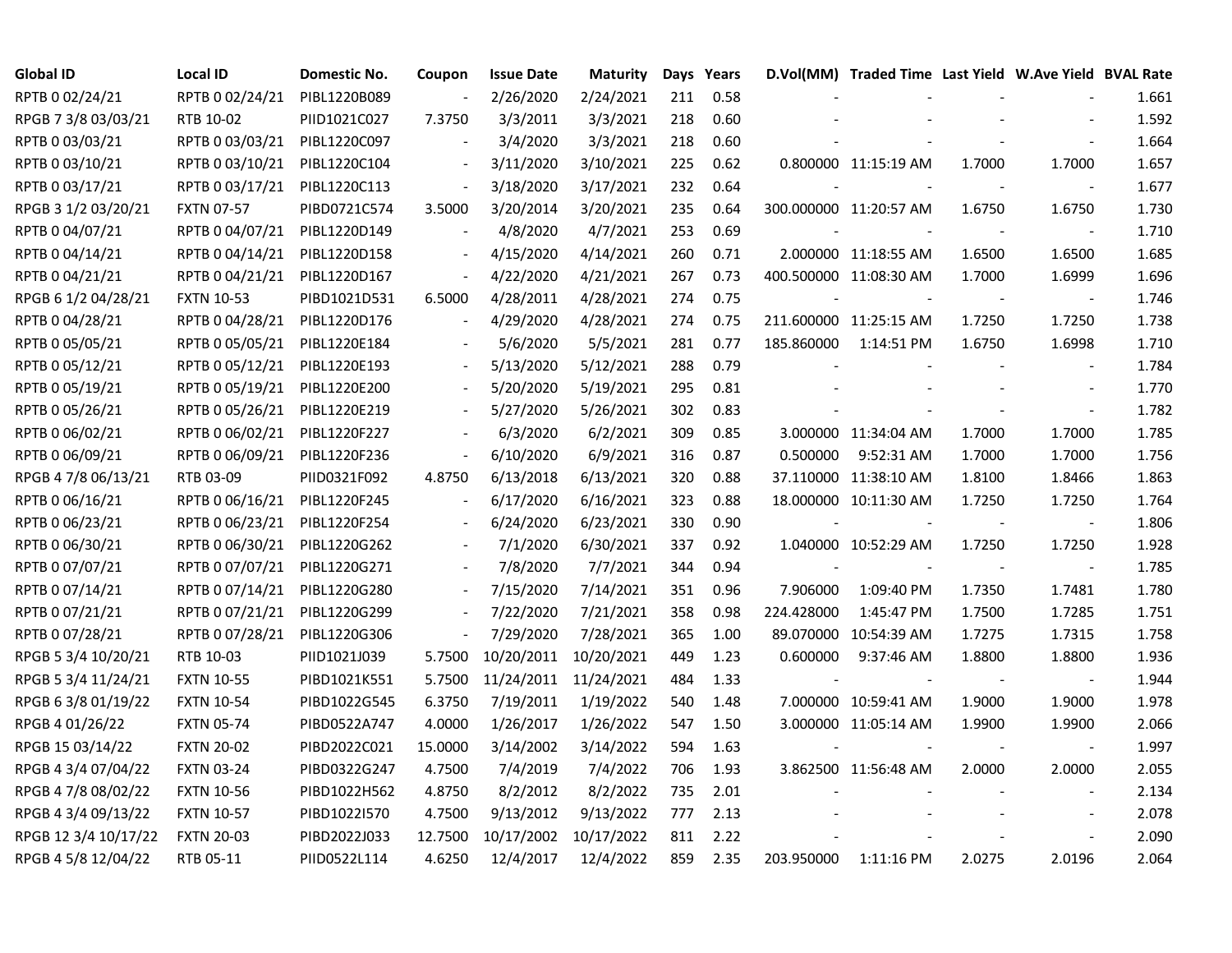| Global ID | Local ID | Domestic No. | Coupon | Issue Date | Maturity | Days | Years | D.Vol(MM) | Traded Time | Last Yield | W.Ave Yield | BVAL Rate |
|---|---|---|---|---|---|---|---|---|---|---|---|---|
| RPTB 0 02/24/21 | RPTB 0 02/24/21 | PIBL1220B089 | - | 2/26/2020 | 2/24/2021 | 211 | 0.58 | - | - | - | - | 1.661 |
| RPGB 7 3/8 03/03/21 | RTB 10-02 | PIID1021C027 | 7.3750 | 3/3/2011 | 3/3/2021 | 218 | 0.60 | - | - | - | - | 1.592 |
| RPTB 0 03/03/21 | RPTB 0 03/03/21 | PIBL1220C097 | - | 3/4/2020 | 3/3/2021 | 218 | 0.60 | - | - | - | - | 1.664 |
| RPTB 0 03/10/21 | RPTB 0 03/10/21 | PIBL1220C104 | - | 3/11/2020 | 3/10/2021 | 225 | 0.62 | 0.800000 | 11:15:19 AM | 1.7000 | 1.7000 | 1.657 |
| RPTB 0 03/17/21 | RPTB 0 03/17/21 | PIBL1220C113 | - | 3/18/2020 | 3/17/2021 | 232 | 0.64 | - | - | - | - | 1.677 |
| RPGB 3 1/2 03/20/21 | FXTN 07-57 | PIBD0721C574 | 3.5000 | 3/20/2014 | 3/20/2021 | 235 | 0.64 | 300.000000 | 11:20:57 AM | 1.6750 | 1.6750 | 1.730 |
| RPTB 0 04/07/21 | RPTB 0 04/07/21 | PIBL1220D149 | - | 4/8/2020 | 4/7/2021 | 253 | 0.69 | - | - | - | - | 1.710 |
| RPTB 0 04/14/21 | RPTB 0 04/14/21 | PIBL1220D158 | - | 4/15/2020 | 4/14/2021 | 260 | 0.71 | 2.000000 | 11:18:55 AM | 1.6500 | 1.6500 | 1.685 |
| RPTB 0 04/21/21 | RPTB 0 04/21/21 | PIBL1220D167 | - | 4/22/2020 | 4/21/2021 | 267 | 0.73 | 400.500000 | 11:08:30 AM | 1.7000 | 1.6999 | 1.696 |
| RPGB 6 1/2 04/28/21 | FXTN 10-53 | PIBD1021D531 | 6.5000 | 4/28/2011 | 4/28/2021 | 274 | 0.75 | - | - | - | - | 1.746 |
| RPTB 0 04/28/21 | RPTB 0 04/28/21 | PIBL1220D176 | - | 4/29/2020 | 4/28/2021 | 274 | 0.75 | 211.600000 | 11:25:15 AM | 1.7250 | 1.7250 | 1.738 |
| RPTB 0 05/05/21 | RPTB 0 05/05/21 | PIBL1220E184 | - | 5/6/2020 | 5/5/2021 | 281 | 0.77 | 185.860000 | 1:14:51 PM | 1.6750 | 1.6998 | 1.710 |
| RPTB 0 05/12/21 | RPTB 0 05/12/21 | PIBL1220E193 | - | 5/13/2020 | 5/12/2021 | 288 | 0.79 | - | - | - | - | 1.784 |
| RPTB 0 05/19/21 | RPTB 0 05/19/21 | PIBL1220E200 | - | 5/20/2020 | 5/19/2021 | 295 | 0.81 | - | - | - | - | 1.770 |
| RPTB 0 05/26/21 | RPTB 0 05/26/21 | PIBL1220E219 | - | 5/27/2020 | 5/26/2021 | 302 | 0.83 | - | - | - | - | 1.782 |
| RPTB 0 06/02/21 | RPTB 0 06/02/21 | PIBL1220F227 | - | 6/3/2020 | 6/2/2021 | 309 | 0.85 | 3.000000 | 11:34:04 AM | 1.7000 | 1.7000 | 1.785 |
| RPTB 0 06/09/21 | RPTB 0 06/09/21 | PIBL1220F236 | - | 6/10/2020 | 6/9/2021 | 316 | 0.87 | 0.500000 | 9:52:31 AM | 1.7000 | 1.7000 | 1.756 |
| RPGB 4 7/8 06/13/21 | RTB 03-09 | PIID0321F092 | 4.8750 | 6/13/2018 | 6/13/2021 | 320 | 0.88 | 37.110000 | 11:38:10 AM | 1.8100 | 1.8466 | 1.863 |
| RPTB 0 06/16/21 | RPTB 0 06/16/21 | PIBL1220F245 | - | 6/17/2020 | 6/16/2021 | 323 | 0.88 | 18.000000 | 10:11:30 AM | 1.7250 | 1.7250 | 1.764 |
| RPTB 0 06/23/21 | RPTB 0 06/23/21 | PIBL1220F254 | - | 6/24/2020 | 6/23/2021 | 330 | 0.90 | - | - | - | - | 1.806 |
| RPTB 0 06/30/21 | RPTB 0 06/30/21 | PIBL1220G262 | - | 7/1/2020 | 6/30/2021 | 337 | 0.92 | 1.040000 | 10:52:29 AM | 1.7250 | 1.7250 | 1.928 |
| RPTB 0 07/07/21 | RPTB 0 07/07/21 | PIBL1220G271 | - | 7/8/2020 | 7/7/2021 | 344 | 0.94 | - | - | - | - | 1.785 |
| RPTB 0 07/14/21 | RPTB 0 07/14/21 | PIBL1220G280 | - | 7/15/2020 | 7/14/2021 | 351 | 0.96 | 7.906000 | 1:09:40 PM | 1.7350 | 1.7481 | 1.780 |
| RPTB 0 07/21/21 | RPTB 0 07/21/21 | PIBL1220G299 | - | 7/22/2020 | 7/21/2021 | 358 | 0.98 | 224.428000 | 1:45:47 PM | 1.7500 | 1.7285 | 1.751 |
| RPTB 0 07/28/21 | RPTB 0 07/28/21 | PIBL1220G306 | - | 7/29/2020 | 7/28/2021 | 365 | 1.00 | 89.070000 | 10:54:39 AM | 1.7275 | 1.7315 | 1.758 |
| RPGB 5 3/4 10/20/21 | RTB 10-03 | PIID1021J039 | 5.7500 | 10/20/2011 | 10/20/2021 | 449 | 1.23 | 0.600000 | 9:37:46 AM | 1.8800 | 1.8800 | 1.936 |
| RPGB 5 3/4 11/24/21 | FXTN 10-55 | PIBD1021K551 | 5.7500 | 11/24/2011 | 11/24/2021 | 484 | 1.33 | - | - | - | - | 1.944 |
| RPGB 6 3/8 01/19/22 | FXTN 10-54 | PIBD1022G545 | 6.3750 | 7/19/2011 | 1/19/2022 | 540 | 1.48 | 7.000000 | 10:59:41 AM | 1.9000 | 1.9000 | 1.978 |
| RPGB 4 01/26/22 | FXTN 05-74 | PIBD0522A747 | 4.0000 | 1/26/2017 | 1/26/2022 | 547 | 1.50 | 3.000000 | 11:05:14 AM | 1.9900 | 1.9900 | 2.066 |
| RPGB 15 03/14/22 | FXTN 20-02 | PIBD2022C021 | 15.0000 | 3/14/2002 | 3/14/2022 | 594 | 1.63 | - | - | - | - | 1.997 |
| RPGB 4 3/4 07/04/22 | FXTN 03-24 | PIBD0322G247 | 4.7500 | 7/4/2019 | 7/4/2022 | 706 | 1.93 | 3.862500 | 11:56:48 AM | 2.0000 | 2.0000 | 2.055 |
| RPGB 4 7/8 08/02/22 | FXTN 10-56 | PIBD1022H562 | 4.8750 | 8/2/2012 | 8/2/2022 | 735 | 2.01 | - | - | - | - | 2.134 |
| RPGB 4 3/4 09/13/22 | FXTN 10-57 | PIBD1022I570 | 4.7500 | 9/13/2012 | 9/13/2022 | 777 | 2.13 | - | - | - | - | 2.078 |
| RPGB 12 3/4 10/17/22 | FXTN 20-03 | PIBD2022J033 | 12.7500 | 10/17/2002 | 10/17/2022 | 811 | 2.22 | - | - | - | - | 2.090 |
| RPGB 4 5/8 12/04/22 | RTB 05-11 | PIID0522L114 | 4.6250 | 12/4/2017 | 12/4/2022 | 859 | 2.35 | 203.950000 | 1:11:16 PM | 2.0275 | 2.0196 | 2.064 |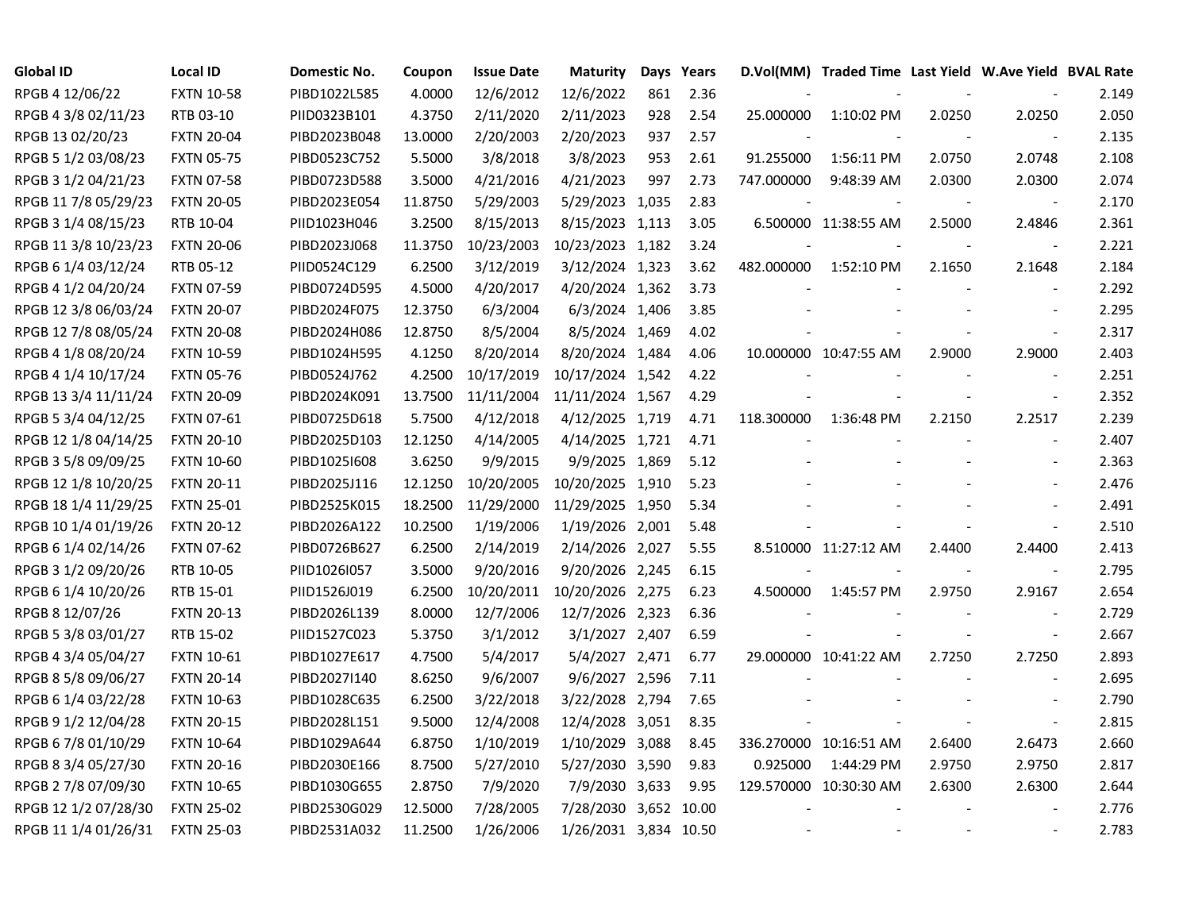| Global ID | Local ID | Domestic No. | Coupon | Issue Date | Maturity | Days | Years | D.Vol(MM) | Traded Time | Last Yield | W.Ave Yield | BVAL Rate |
|---|---|---|---|---|---|---|---|---|---|---|---|---|
| RPGB 4 12/06/22 | FXTN 10-58 | PIBD1022L585 | 4.0000 | 12/6/2012 | 12/6/2022 | 861 | 2.36 | - | - | - | - | 2.149 |
| RPGB 4 3/8 02/11/23 | RTB 03-10 | PIID0323B101 | 4.3750 | 2/11/2020 | 2/11/2023 | 928 | 2.54 | 25.000000 | 1:10:02 PM | 2.0250 | 2.0250 | 2.050 |
| RPGB 13 02/20/23 | FXTN 20-04 | PIBD2023B048 | 13.0000 | 2/20/2003 | 2/20/2023 | 937 | 2.57 | - | - | - | - | 2.135 |
| RPGB 5 1/2 03/08/23 | FXTN 05-75 | PIBD0523C752 | 5.5000 | 3/8/2018 | 3/8/2023 | 953 | 2.61 | 91.255000 | 1:56:11 PM | 2.0750 | 2.0748 | 2.108 |
| RPGB 3 1/2 04/21/23 | FXTN 07-58 | PIBD0723D588 | 3.5000 | 4/21/2016 | 4/21/2023 | 997 | 2.73 | 747.000000 | 9:48:39 AM | 2.0300 | 2.0300 | 2.074 |
| RPGB 11 7/8 05/29/23 | FXTN 20-05 | PIBD2023E054 | 11.8750 | 5/29/2003 | 5/29/2023 | 1,035 | 2.83 | - | - | - | - | 2.170 |
| RPGB 3 1/4 08/15/23 | RTB 10-04 | PIID1023H046 | 3.2500 | 8/15/2013 | 8/15/2023 | 1,113 | 3.05 | 6.500000 | 11:38:55 AM | 2.5000 | 2.4846 | 2.361 |
| RPGB 11 3/8 10/23/23 | FXTN 20-06 | PIBD2023J068 | 11.3750 | 10/23/2003 | 10/23/2023 | 1,182 | 3.24 | - | - | - | - | 2.221 |
| RPGB 6 1/4 03/12/24 | RTB 05-12 | PIID0524C129 | 6.2500 | 3/12/2019 | 3/12/2024 | 1,323 | 3.62 | 482.000000 | 1:52:10 PM | 2.1650 | 2.1648 | 2.184 |
| RPGB 4 1/2 04/20/24 | FXTN 07-59 | PIBD0724D595 | 4.5000 | 4/20/2017 | 4/20/2024 | 1,362 | 3.73 | - | - | - | - | 2.292 |
| RPGB 12 3/8 06/03/24 | FXTN 20-07 | PIBD2024F075 | 12.3750 | 6/3/2004 | 6/3/2024 | 1,406 | 3.85 | - | - | - | - | 2.295 |
| RPGB 12 7/8 08/05/24 | FXTN 20-08 | PIBD2024H086 | 12.8750 | 8/5/2004 | 8/5/2024 | 1,469 | 4.02 | - | - | - | - | 2.317 |
| RPGB 4 1/8 08/20/24 | FXTN 10-59 | PIBD1024H595 | 4.1250 | 8/20/2014 | 8/20/2024 | 1,484 | 4.06 | 10.000000 | 10:47:55 AM | 2.9000 | 2.9000 | 2.403 |
| RPGB 4 1/4 10/17/24 | FXTN 05-76 | PIBD0524J762 | 4.2500 | 10/17/2019 | 10/17/2024 | 1,542 | 4.22 | - | - | - | - | 2.251 |
| RPGB 13 3/4 11/11/24 | FXTN 20-09 | PIBD2024K091 | 13.7500 | 11/11/2004 | 11/11/2024 | 1,567 | 4.29 | - | - | - | - | 2.352 |
| RPGB 5 3/4 04/12/25 | FXTN 07-61 | PIBD0725D618 | 5.7500 | 4/12/2018 | 4/12/2025 | 1,719 | 4.71 | 118.300000 | 1:36:48 PM | 2.2150 | 2.2517 | 2.239 |
| RPGB 12 1/8 04/14/25 | FXTN 20-10 | PIBD2025D103 | 12.1250 | 4/14/2005 | 4/14/2025 | 1,721 | 4.71 | - | - | - | - | 2.407 |
| RPGB 3 5/8 09/09/25 | FXTN 10-60 | PIBD1025I608 | 3.6250 | 9/9/2015 | 9/9/2025 | 1,869 | 5.12 | - | - | - | - | 2.363 |
| RPGB 12 1/8 10/20/25 | FXTN 20-11 | PIBD2025J116 | 12.1250 | 10/20/2005 | 10/20/2025 | 1,910 | 5.23 | - | - | - | - | 2.476 |
| RPGB 18 1/4 11/29/25 | FXTN 25-01 | PIBD2525K015 | 18.2500 | 11/29/2000 | 11/29/2025 | 1,950 | 5.34 | - | - | - | - | 2.491 |
| RPGB 10 1/4 01/19/26 | FXTN 20-12 | PIBD2026A122 | 10.2500 | 1/19/2006 | 1/19/2026 | 2,001 | 5.48 | - | - | - | - | 2.510 |
| RPGB 6 1/4 02/14/26 | FXTN 07-62 | PIBD0726B627 | 6.2500 | 2/14/2019 | 2/14/2026 | 2,027 | 5.55 | 8.510000 | 11:27:12 AM | 2.4400 | 2.4400 | 2.413 |
| RPGB 3 1/2 09/20/26 | RTB 10-05 | PIID1026I057 | 3.5000 | 9/20/2016 | 9/20/2026 | 2,245 | 6.15 | - | - | - | - | 2.795 |
| RPGB 6 1/4 10/20/26 | RTB 15-01 | PIID1526J019 | 6.2500 | 10/20/2011 | 10/20/2026 | 2,275 | 6.23 | 4.500000 | 1:45:57 PM | 2.9750 | 2.9167 | 2.654 |
| RPGB 8 12/07/26 | FXTN 20-13 | PIBD2026L139 | 8.0000 | 12/7/2006 | 12/7/2026 | 2,323 | 6.36 | - | - | - | - | 2.729 |
| RPGB 5 3/8 03/01/27 | RTB 15-02 | PIID1527C023 | 5.3750 | 3/1/2012 | 3/1/2027 | 2,407 | 6.59 | - | - | - | - | 2.667 |
| RPGB 4 3/4 05/04/27 | FXTN 10-61 | PIBD1027E617 | 4.7500 | 5/4/2017 | 5/4/2027 | 2,471 | 6.77 | 29.000000 | 10:41:22 AM | 2.7250 | 2.7250 | 2.893 |
| RPGB 8 5/8 09/06/27 | FXTN 20-14 | PIBD2027I140 | 8.6250 | 9/6/2007 | 9/6/2027 | 2,596 | 7.11 | - | - | - | - | 2.695 |
| RPGB 6 1/4 03/22/28 | FXTN 10-63 | PIBD1028C635 | 6.2500 | 3/22/2018 | 3/22/2028 | 2,794 | 7.65 | - | - | - | - | 2.790 |
| RPGB 9 1/2 12/04/28 | FXTN 20-15 | PIBD2028L151 | 9.5000 | 12/4/2008 | 12/4/2028 | 3,051 | 8.35 | - | - | - | - | 2.815 |
| RPGB 6 7/8 01/10/29 | FXTN 10-64 | PIBD1029A644 | 6.8750 | 1/10/2019 | 1/10/2029 | 3,088 | 8.45 | 336.270000 | 10:16:51 AM | 2.6400 | 2.6473 | 2.660 |
| RPGB 8 3/4 05/27/30 | FXTN 20-16 | PIBD2030E166 | 8.7500 | 5/27/2010 | 5/27/2030 | 3,590 | 9.83 | 0.925000 | 1:44:29 PM | 2.9750 | 2.9750 | 2.817 |
| RPGB 2 7/8 07/09/30 | FXTN 10-65 | PIBD1030G655 | 2.8750 | 7/9/2020 | 7/9/2030 | 3,633 | 9.95 | 129.570000 | 10:30:30 AM | 2.6300 | 2.6300 | 2.644 |
| RPGB 12 1/2 07/28/30 | FXTN 25-02 | PIBD2530G029 | 12.5000 | 7/28/2005 | 7/28/2030 | 3,652 | 10.00 | - | - | - | - | 2.776 |
| RPGB 11 1/4 01/26/31 | FXTN 25-03 | PIBD2531A032 | 11.2500 | 1/26/2006 | 1/26/2031 | 3,834 | 10.50 | - | - | - | - | 2.783 |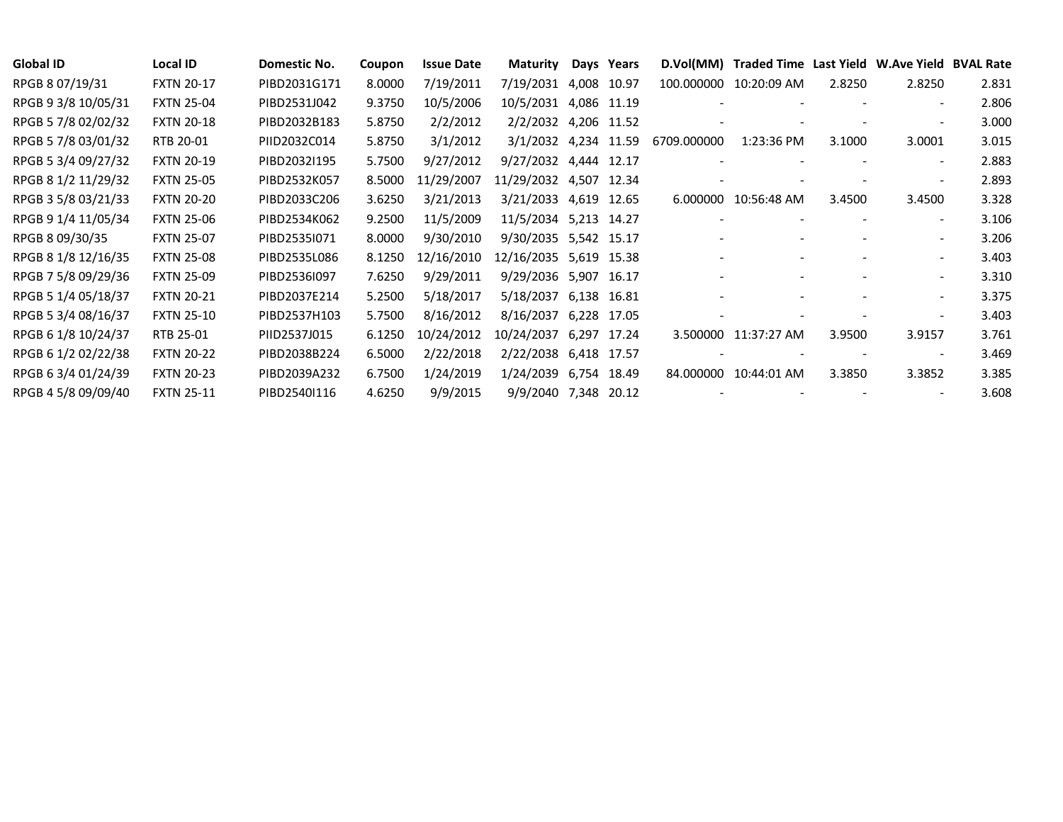| Global ID | Local ID | Domestic No. | Coupon | Issue Date | Maturity | Days | Years | D.Vol(MM) | Traded Time | Last Yield | W.Ave Yield | BVAL Rate |
|---|---|---|---|---|---|---|---|---|---|---|---|---|
| RPGB 8 07/19/31 | FXTN 20-17 | PIBD2031G171 | 8.0000 | 7/19/2011 | 7/19/2031 | 4,008 | 10.97 | 100.000000 | 10:20:09 AM | 2.8250 | 2.8250 | 2.831 |
| RPGB 9 3/8 10/05/31 | FXTN 25-04 | PIBD2531J042 | 9.3750 | 10/5/2006 | 10/5/2031 | 4,086 | 11.19 | - | - | - | - | 2.806 |
| RPGB 5 7/8 02/02/32 | FXTN 20-18 | PIBD2032B183 | 5.8750 | 2/2/2012 | 2/2/2032 | 4,206 | 11.52 | - | - | - | - | 3.000 |
| RPGB 5 7/8 03/01/32 | RTB 20-01 | PIID2032C014 | 5.8750 | 3/1/2012 | 3/1/2032 | 4,234 | 11.59 | 6709.000000 | 1:23:36 PM | 3.1000 | 3.0001 | 3.015 |
| RPGB 5 3/4 09/27/32 | FXTN 20-19 | PIBD2032I195 | 5.7500 | 9/27/2012 | 9/27/2032 | 4,444 | 12.17 | - | - | - | - | 2.883 |
| RPGB 8 1/2 11/29/32 | FXTN 25-05 | PIBD2532K057 | 8.5000 | 11/29/2007 | 11/29/2032 | 4,507 | 12.34 | - | - | - | - | 2.893 |
| RPGB 3 5/8 03/21/33 | FXTN 20-20 | PIBD2033C206 | 3.6250 | 3/21/2013 | 3/21/2033 | 4,619 | 12.65 | 6.000000 | 10:56:48 AM | 3.4500 | 3.4500 | 3.328 |
| RPGB 9 1/4 11/05/34 | FXTN 25-06 | PIBD2534K062 | 9.2500 | 11/5/2009 | 11/5/2034 | 5,213 | 14.27 | - | - | - | - | 3.106 |
| RPGB 8 09/30/35 | FXTN 25-07 | PIBD2535I071 | 8.0000 | 9/30/2010 | 9/30/2035 | 5,542 | 15.17 | - | - | - | - | 3.206 |
| RPGB 8 1/8 12/16/35 | FXTN 25-08 | PIBD2535L086 | 8.1250 | 12/16/2010 | 12/16/2035 | 5,619 | 15.38 | - | - | - | - | 3.403 |
| RPGB 7 5/8 09/29/36 | FXTN 25-09 | PIBD2536I097 | 7.6250 | 9/29/2011 | 9/29/2036 | 5,907 | 16.17 | - | - | - | - | 3.310 |
| RPGB 5 1/4 05/18/37 | FXTN 20-21 | PIBD2037E214 | 5.2500 | 5/18/2017 | 5/18/2037 | 6,138 | 16.81 | - | - | - | - | 3.375 |
| RPGB 5 3/4 08/16/37 | FXTN 25-10 | PIBD2537H103 | 5.7500 | 8/16/2012 | 8/16/2037 | 6,228 | 17.05 | - | - | - | - | 3.403 |
| RPGB 6 1/8 10/24/37 | RTB 25-01 | PIID2537J015 | 6.1250 | 10/24/2012 | 10/24/2037 | 6,297 | 17.24 | 3.500000 | 11:37:27 AM | 3.9500 | 3.9157 | 3.761 |
| RPGB 6 1/2 02/22/38 | FXTN 20-22 | PIBD2038B224 | 6.5000 | 2/22/2018 | 2/22/2038 | 6,418 | 17.57 | - | - | - | - | 3.469 |
| RPGB 6 3/4 01/24/39 | FXTN 20-23 | PIBD2039A232 | 6.7500 | 1/24/2019 | 1/24/2039 | 6,754 | 18.49 | 84.000000 | 10:44:01 AM | 3.3850 | 3.3852 | 3.385 |
| RPGB 4 5/8 09/09/40 | FXTN 25-11 | PIBD2540I116 | 4.6250 | 9/9/2015 | 9/9/2040 | 7,348 | 20.12 | - | - | - | - | 3.608 |